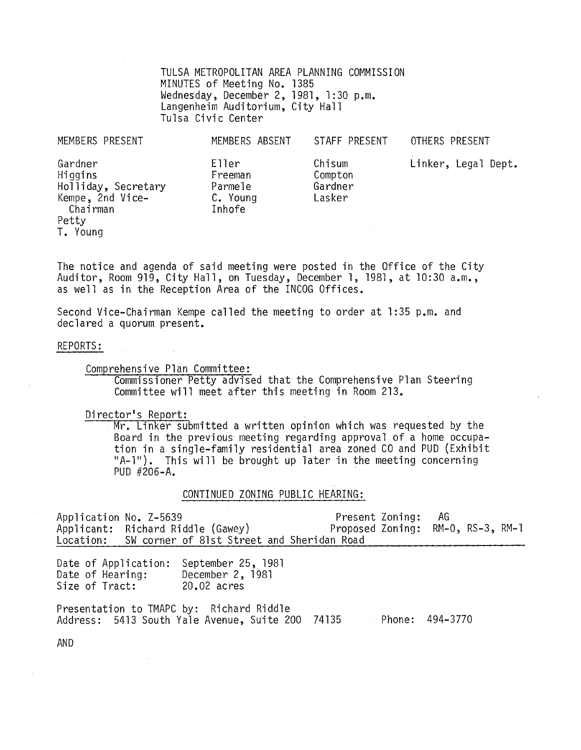TULSA METROPOLITAN AREA PLANNING COMMISSION
MINUTES of Meeting No. 1385
Wednesday, December 2, 1981, 1:30 p.m.
Langenheim Auditorium, City Hall
Tulsa Civic Center

| MEMBERS PRESENT | MEMBERS ABSENT | STAFF PRESENT | OTHERS PRESENT |
|---|---|---|---|
| Gardner | Eller | Chisum | Linker, Legal Dept. |
| Higgins | Freeman | Compton | |
| Holliday, Secretary | Parmele | Gardner | |
| Kempe, 2nd Vice-Chairman | C. Young | Lasker | |
| Petty | Inhofe | | |
| T. Young | | | |

The notice and agenda of said meeting were posted in the Office of the City Auditor, Room 919, City Hall, on Tuesday, December 1, 1981, at 10:30 a.m., as well as in the Reception Area of the INCOG Offices.

Second Vice-Chairman Kempe called the meeting to order at 1:35 p.m. and declared a quorum present.

REPORTS:

Comprehensive Plan Committee:
Commissioner Petty advised that the Comprehensive Plan Steering Committee will meet after this meeting in Room 213.

Director's Report:
Mr. Linker submitted a written opinion which was requested by the Board in the previous meeting regarding approval of a home occupation in a single-family residential area zoned CO and PUD (Exhibit "A-1"). This will be brought up later in the meeting concerning PUD #206-A.

CONTINUED ZONING PUBLIC HEARING:

Application No. Z-5639 Present Zoning: AG
Applicant: Richard Riddle (Gawey) Proposed Zoning: RM-0, RS-3, RM-1
Location: SW corner of 81st Street and Sheridan Road

Date of Application: September 25, 1981
Date of Hearing: December 2, 1981
Size of Tract: 20.02 acres

Presentation to TMAPC by: Richard Riddle
Address: 5413 South Yale Avenue, Suite 200 74135 Phone: 494-3770

AND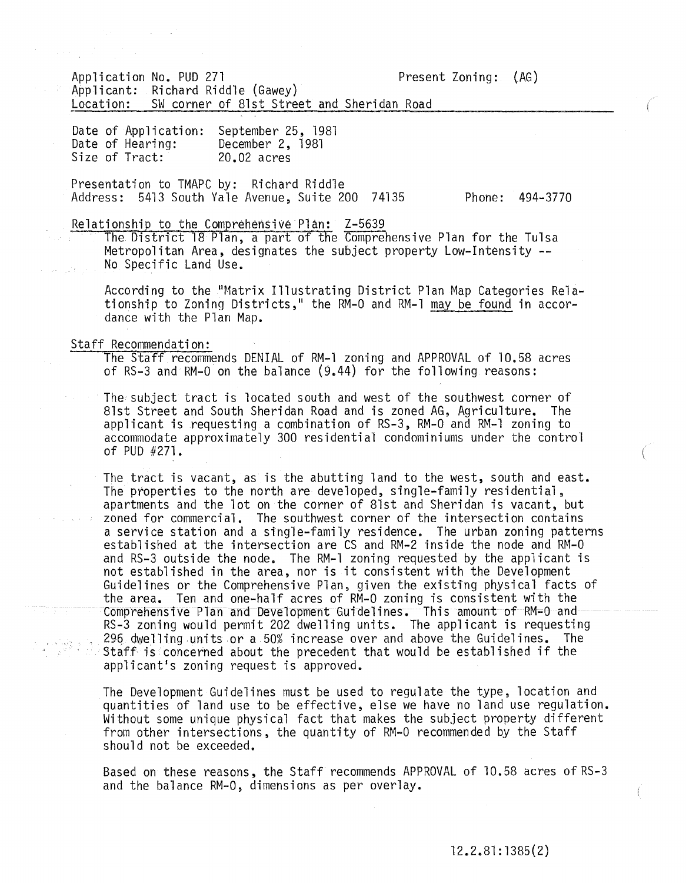Application No. PUD 271 Present Zoning: (AG)
Applicant: Richard Riddle (Gawey)
Location: SW corner of 81st Street and Sheridan Road

Date of Application: September 25, 1981
Date of Hearing: December 2, 1981
Size of Tract: 20.02 acres

Presentation to TMAPC by: Richard Riddle
Address: 5413 South Yale Avenue, Suite 200 74135 Phone: 494-3770

Relationship to the Comprehensive Plan: Z-5639

The District 18 Plan, a part of the Comprehensive Plan for the Tulsa Metropolitan Area, designates the subject property Low-Intensity -- No Specific Land Use.

According to the "Matrix Illustrating District Plan Map Categories Relationship to Zoning Districts," the RM-0 and RM-1 may be found in accordance with the Plan Map.

Staff Recommendation:

The Staff recommends DENIAL of RM-1 zoning and APPROVAL of 10.58 acres of RS-3 and RM-0 on the balance (9.44) for the following reasons:

The subject tract is located south and west of the southwest corner of 81st Street and South Sheridan Road and is zoned AG, Agriculture. The applicant is requesting a combination of RS-3, RM-0 and RM-1 zoning to accommodate approximately 300 residential condominiums under the control of PUD #271.

The tract is vacant, as is the abutting land to the west, south and east. The properties to the north are developed, single-family residential, apartments and the lot on the corner of 81st and Sheridan is vacant, but zoned for commercial. The southwest corner of the intersection contains a service station and a single-family residence. The urban zoning patterns established at the intersection are CS and RM-2 inside the node and RM-0 and RS-3 outside the node. The RM-1 zoning requested by the applicant is not established in the area, nor is it consistent with the Development Guidelines or the Comprehensive Plan, given the existing physical facts of the area. Ten and one-half acres of RM-0 zoning is consistent with the Comprehensive Plan and Development Guidelines. This amount of RM-0 and RS-3 zoning would permit 202 dwelling units. The applicant is requesting 296 dwelling units or a 50% increase over and above the Guidelines. The Staff is concerned about the precedent that would be established if the applicant's zoning request is approved.

The Development Guidelines must be used to regulate the type, location and quantities of land use to be effective, else we have no land use regulation. Without some unique physical fact that makes the subject property different from other intersections, the quantity of RM-0 recommended by the Staff should not be exceeded.

Based on these reasons, the Staff recommends APPROVAL of 10.58 acres of RS-3 and the balance RM-0, dimensions as per overlay.

12.2.81:1385(2)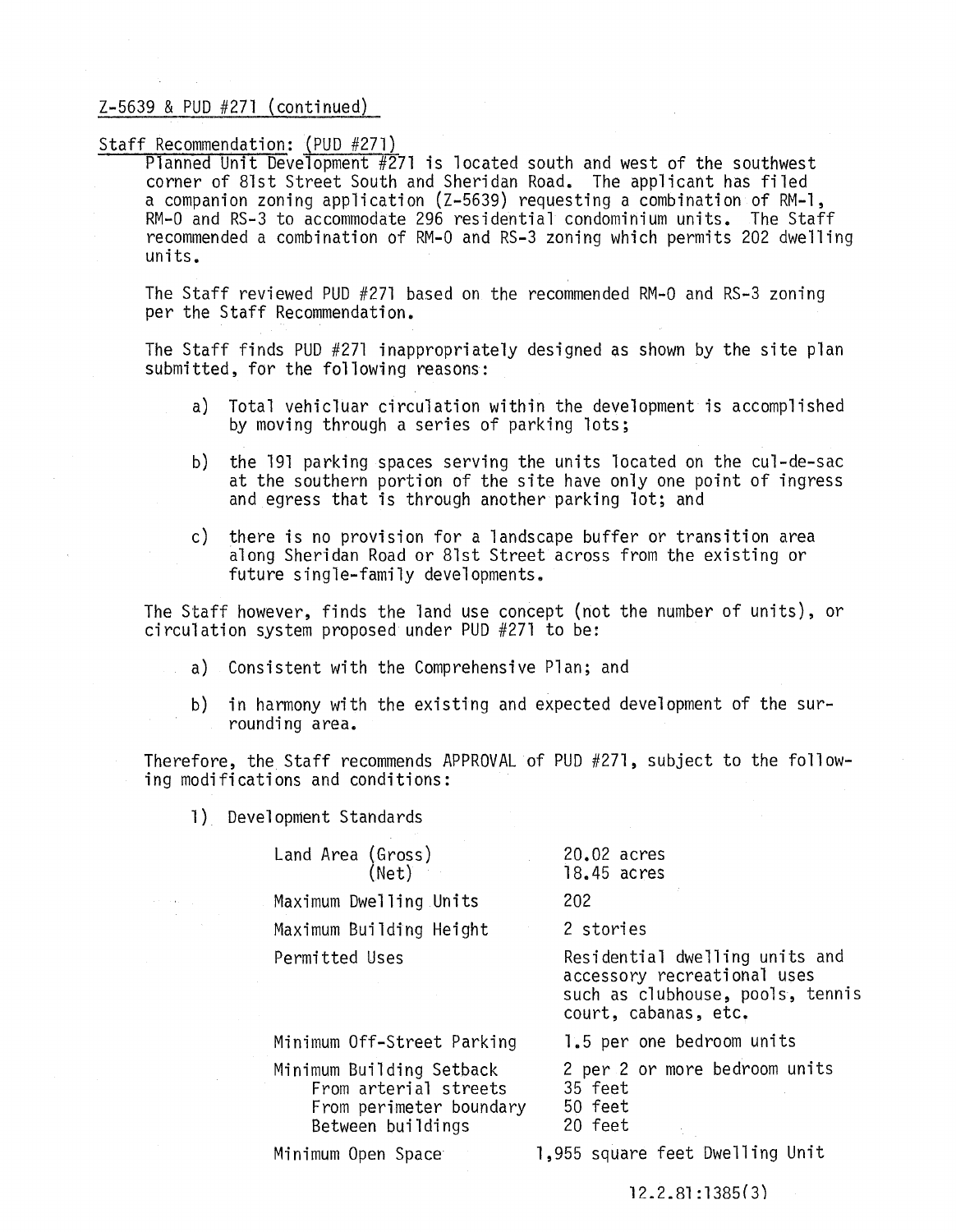Z-5639 & PUD #271 (continued)

Staff Recommendation: (PUD #271)

Planned Unit Development #271 is located south and west of the southwest corner of 81st Street South and Sheridan Road. The applicant has filed a companion zoning application (Z-5639) requesting a combination of RM-1, RM-0 and RS-3 to accommodate 296 residential condominium units. The Staff recommended a combination of RM-0 and RS-3 zoning which permits 202 dwelling units.

The Staff reviewed PUD #271 based on the recommended RM-0 and RS-3 zoning per the Staff Recommendation.

The Staff finds PUD #271 inappropriately designed as shown by the site plan submitted, for the following reasons:

a) Total vehicluar circulation within the development is accomplished by moving through a series of parking lots;

b) the 191 parking spaces serving the units located on the cul-de-sac at the southern portion of the site have only one point of ingress and egress that is through another parking lot; and

c) there is no provision for a landscape buffer or transition area along Sheridan Road or 81st Street across from the existing or future single-family developments.

The Staff however, finds the land use concept (not the number of units), or circulation system proposed under PUD #271 to be:

a) Consistent with the Comprehensive Plan; and

b) in harmony with the existing and expected development of the surrounding area.

Therefore, the Staff recommends APPROVAL of PUD #271, subject to the following modifications and conditions:

1) Development Standards

| | |
|---|---|
| Land Area (Gross) | 20.02 acres |
| (Net) | 18.45 acres |
| Maximum Dwelling Units | 202 |
| Maximum Building Height | 2 stories |
| Permitted Uses | Residential dwelling units and accessory recreational uses such as clubhouse, pools, tennis court, cabanas, etc. |
| Minimum Off-Street Parking | 1.5 per one bedroom units |
| | 2 per 2 or more bedroom units |
| Minimum Building Setback | |
| From arterial streets | 35 feet |
| From perimeter boundary | 50 feet |
| Between buildings | 20 feet |
| Minimum Open Space | 1,955 square feet Dwelling Unit |

12.2.81:1385(3)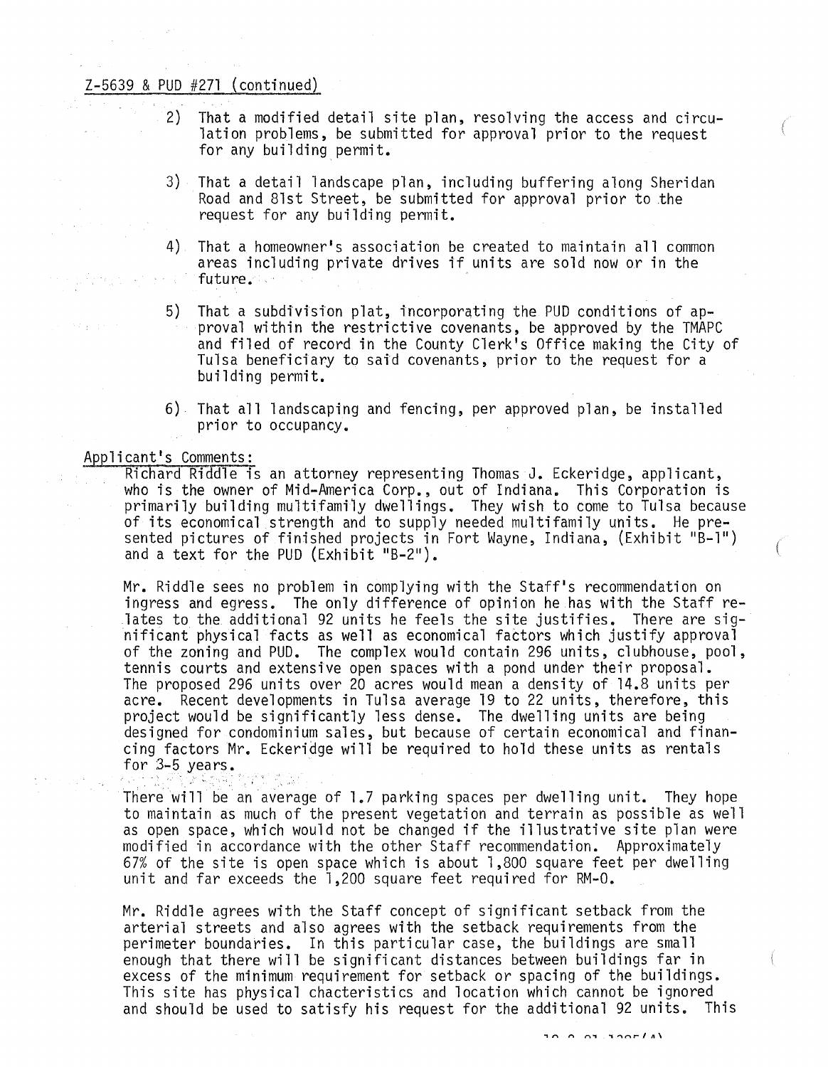Z-5639 & PUD #271 (continued)

2) That a modified detail site plan, resolving the access and circulation problems, be submitted for approval prior to the request for any building permit.

3) That a detail landscape plan, including buffering along Sheridan Road and 81st Street, be submitted for approval prior to the request for any building permit.

4) That a homeowner's association be created to maintain all common areas including private drives if units are sold now or in the future.

5) That a subdivision plat, incorporating the PUD conditions of approval within the restrictive covenants, be approved by the TMAPC and filed of record in the County Clerk's Office making the City of Tulsa beneficiary to said covenants, prior to the request for a building permit.

6) That all landscaping and fencing, per approved plan, be installed prior to occupancy.

Applicant's Comments:

Richard Riddle is an attorney representing Thomas J. Eckeridge, applicant, who is the owner of Mid-America Corp., out of Indiana. This Corporation is primarily building multifamily dwellings. They wish to come to Tulsa because of its economical strength and to supply needed multifamily units. He presented pictures of finished projects in Fort Wayne, Indiana, (Exhibit "B-1") and a text for the PUD (Exhibit "B-2").

Mr. Riddle sees no problem in complying with the Staff's recommendation on ingress and egress. The only difference of opinion he has with the Staff relates to the additional 92 units he feels the site justifies. There are significant physical facts as well as economical factors which justify approval of the zoning and PUD. The complex would contain 296 units, clubhouse, pool, tennis courts and extensive open spaces with a pond under their proposal. The proposed 296 units over 20 acres would mean a density of 14.8 units per acre. Recent developments in Tulsa average 19 to 22 units, therefore, this project would be significantly less dense. The dwelling units are being designed for condominium sales, but because of certain economical and financing factors Mr. Eckeridge will be required to hold these units as rentals for 3-5 years.

There will be an average of 1.7 parking spaces per dwelling unit. They hope to maintain as much of the present vegetation and terrain as possible as well as open space, which would not be changed if the illustrative site plan were modified in accordance with the other Staff recommendation. Approximately 67% of the site is open space which is about 1,800 square feet per dwelling unit and far exceeds the 1,200 square feet required for RM-0.

Mr. Riddle agrees with the Staff concept of significant setback from the arterial streets and also agrees with the setback requirements from the perimeter boundaries. In this particular case, the buildings are small enough that there will be significant distances between buildings far in excess of the minimum requirement for setback or spacing of the buildings. This site has physical chacteristics and location which cannot be ignored and should be used to satisfy his request for the additional 92 units. This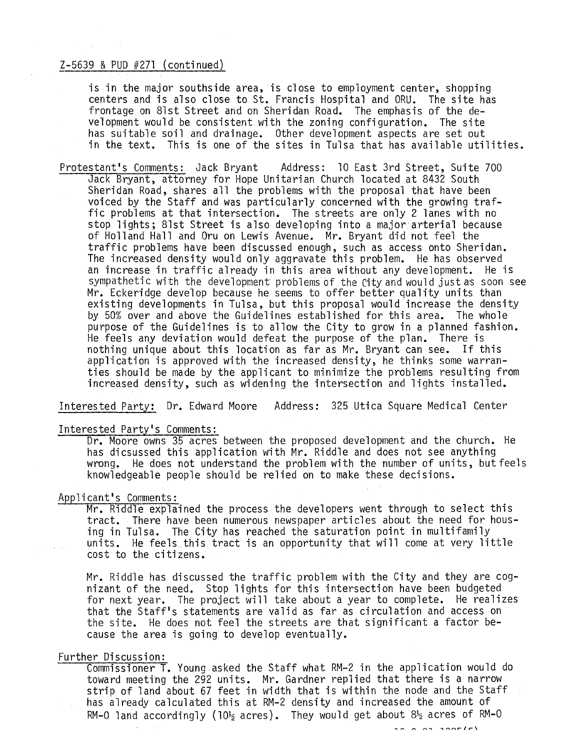Z-5639 & PUD #271 (continued)

is in the major southside area, is close to employment center, shopping centers and is also close to St. Francis Hospital and ORU. The site has frontage on 81st Street and on Sheridan Road. The emphasis of the development would be consistent with the zoning configuration. The site has suitable soil and drainage. Other development aspects are set out in the text. This is one of the sites in Tulsa that has available utilities.

Protestant's Comments: Jack Bryant Address: 10 East 3rd Street, Suite 700

Jack Bryant, attorney for Hope Unitarian Church located at 8432 South Sheridan Road, shares all the problems with the proposal that have been voiced by the Staff and was particularly concerned with the growing traffic problems at that intersection. The streets are only 2 lanes with no stop lights; 81st Street is also developing into a major arterial because of Holland Hall and Oru on Lewis Avenue. Mr. Bryant did not feel the traffic problems have been discussed enough, such as access onto Sheridan. The increased density would only aggravate this problem. He has observed an increase in traffic already in this area without any development. He is sympathetic with the development problems of the City and would just as soon see Mr. Eckeridge develop because he seems to offer better quality units than existing developments in Tulsa, but this proposal would increase the density by 50% over and above the Guidelines established for this area. The whole purpose of the Guidelines is to allow the City to grow in a planned fashion. He feels any deviation would defeat the purpose of the plan. There is nothing unique about this location as far as Mr. Bryant can see. If this application is approved with the increased density, he thinks some warranties should be made by the applicant to minimize the problems resulting from increased density, such as widening the intersection and lights installed.

Interested Party: Dr. Edward Moore Address: 325 Utica Square Medical Center

Interested Party's Comments:

Dr. Moore owns 35 acres between the proposed development and the church. He has dicsussed this application with Mr. Riddle and does not see anything wrong. He does not understand the problem with the number of units, but feels knowledgeable people should be relied on to make these decisions.

Applicant's Comments:

Mr. Riddle explained the process the developers went through to select this tract. There have been numerous newspaper articles about the need for housing in Tulsa. The City has reached the saturation point in multifamily units. He feels this tract is an opportunity that will come at very little cost to the citizens.

Mr. Riddle has discussed the traffic problem with the City and they are cognizant of the need. Stop lights for this intersection have been budgeted for next year. The project will take about a year to complete. He realizes that the Staff's statements are valid as far as circulation and access on the site. He does not feel the streets are that significant a factor because the area is going to develop eventually.

Further Discussion:

Commissioner T. Young asked the Staff what RM-2 in the application would do toward meeting the 292 units. Mr. Gardner replied that there is a narrow strip of land about 67 feet in width that is within the node and the Staff has already calculated this at RM-2 density and increased the amount of RM-0 land accordingly (10½ acres). They would get about 8½ acres of RM-0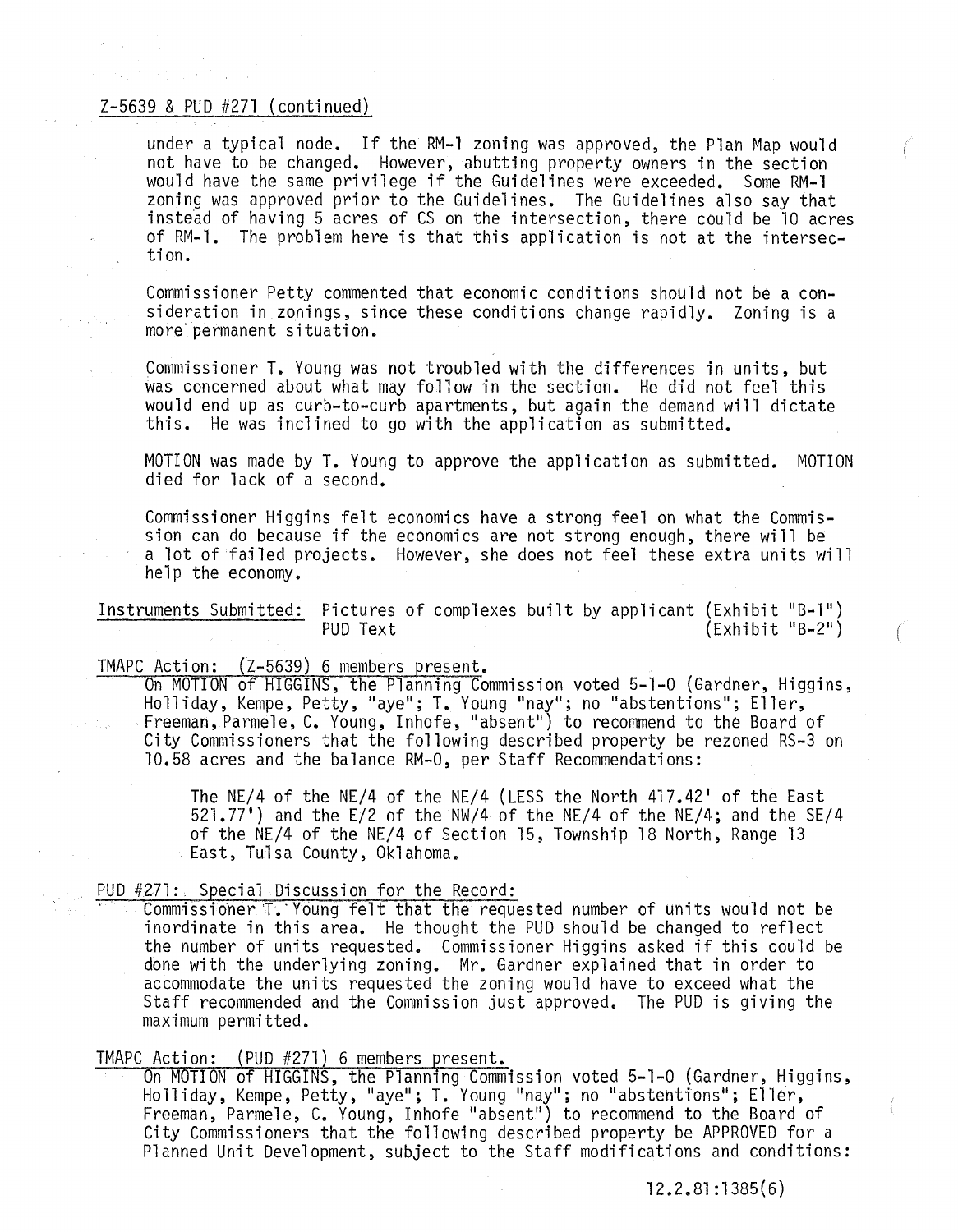Z-5639 & PUD #271 (continued)

under a typical node. If the RM-1 zoning was approved, the Plan Map would not have to be changed. However, abutting property owners in the section would have the same privilege if the Guidelines were exceeded. Some RM-1 zoning was approved prior to the Guidelines. The Guidelines also say that instead of having 5 acres of CS on the intersection, there could be 10 acres of RM-1. The problem here is that this application is not at the intersection.

Commissioner Petty commented that economic conditions should not be a consideration in zonings, since these conditions change rapidly. Zoning is a more permanent situation.

Commissioner T. Young was not troubled with the differences in units, but was concerned about what may follow in the section. He did not feel this would end up as curb-to-curb apartments, but again the demand will dictate this. He was inclined to go with the application as submitted.

MOTION was made by T. Young to approve the application as submitted. MOTION died for lack of a second.

Commissioner Higgins felt economics have a strong feel on what the Commission can do because if the economics are not strong enough, there will be a lot of failed projects. However, she does not feel these extra units will help the economy.

Instruments Submitted: Pictures of complexes built by applicant (Exhibit "B-1")
PUD Text (Exhibit "B-2")

TMAPC Action: (Z-5639) 6 members present.

On MOTION of HIGGINS, the Planning Commission voted 5-1-0 (Gardner, Higgins, Holliday, Kempe, Petty, "aye"; T. Young "nay"; no "abstentions"; Eller, Freeman, Parmele, C. Young, Inhofe, "absent") to recommend to the Board of City Commissioners that the following described property be rezoned RS-3 on 10.58 acres and the balance RM-0, per Staff Recommendations:

The NE/4 of the NE/4 of the NE/4 (LESS the North 417.42' of the East 521.77') and the E/2 of the NW/4 of the NE/4 of the NE/4; and the SE/4 of the NE/4 of the NE/4 of Section 15, Township 18 North, Range 13 East, Tulsa County, Oklahoma.

PUD #271: Special Discussion for the Record:

Commissioner T. Young felt that the requested number of units would not be inordinate in this area. He thought the PUD should be changed to reflect the number of units requested. Commissioner Higgins asked if this could be done with the underlying zoning. Mr. Gardner explained that in order to accommodate the units requested the zoning would have to exceed what the Staff recommended and the Commission just approved. The PUD is giving the maximum permitted.

TMAPC Action: (PUD #271) 6 members present.

On MOTION of HIGGINS, the Planning Commission voted 5-1-0 (Gardner, Higgins, Holliday, Kempe, Petty, "aye"; T. Young "nay"; no "abstentions"; Eller, Freeman, Parmele, C. Young, Inhofe "absent") to recommend to the Board of City Commissioners that the following described property be APPROVED for a Planned Unit Development, subject to the Staff modifications and conditions:

12.2.81:1385(6)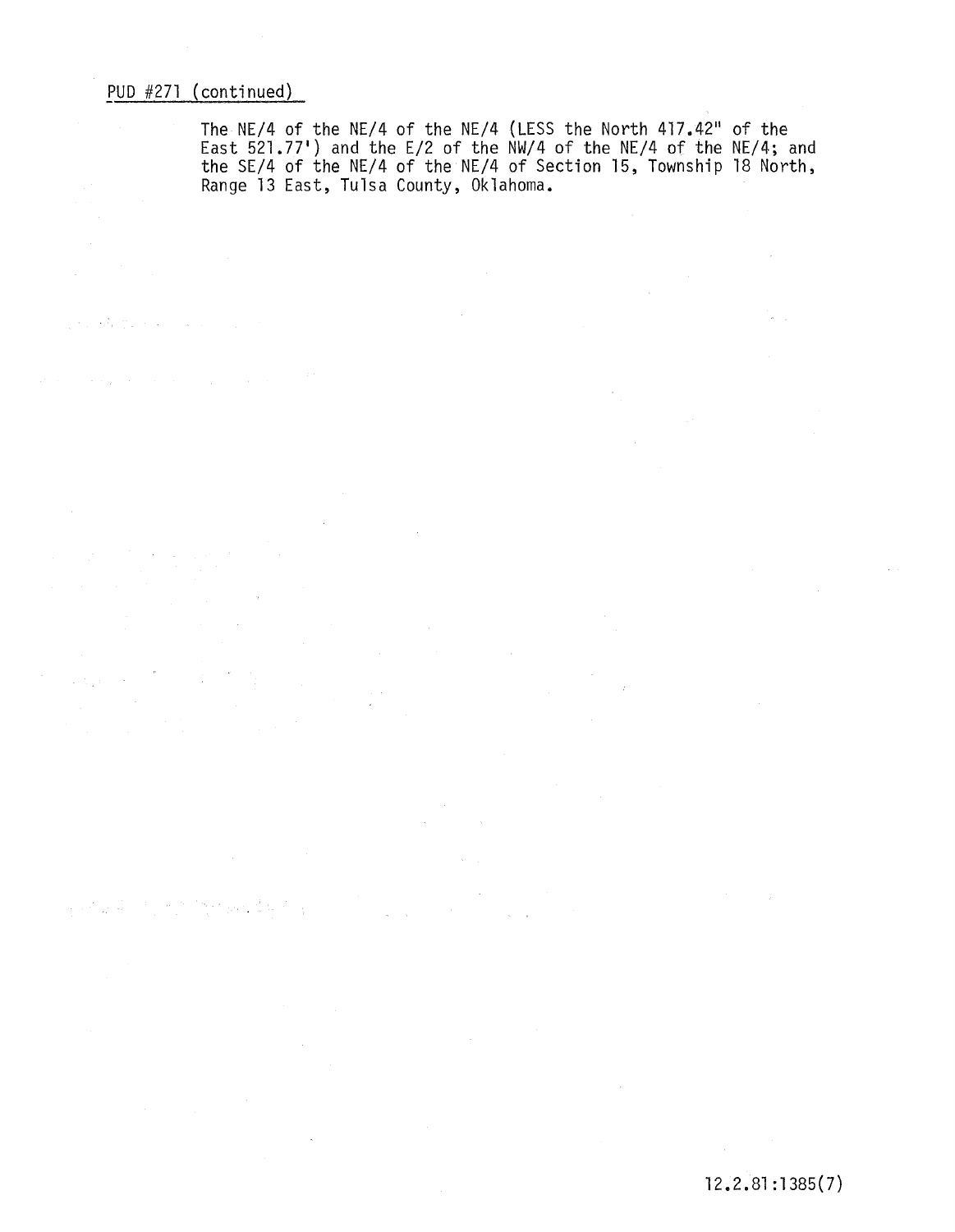PUD #271 (continued)

The NE/4 of the NE/4 of the NE/4 (LESS the North 417.42" of the East 521.77') and the E/2 of the NW/4 of the NE/4 of the NE/4; and the SE/4 of the NE/4 of the NE/4 of Section 15, Township 18 North, Range 13 East, Tulsa County, Oklahoma.

12.2.81:1385(7)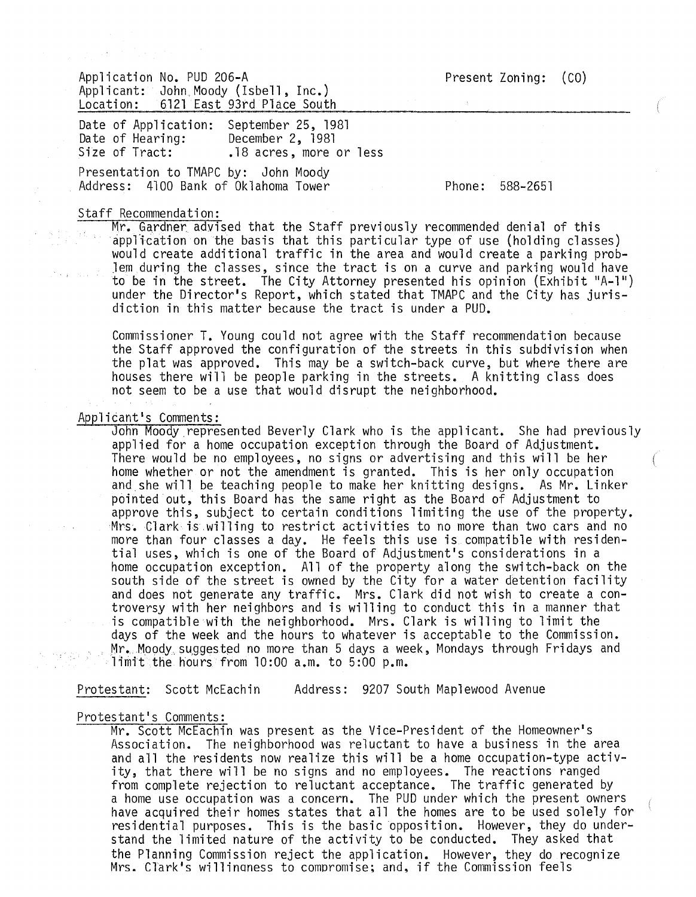Application No. PUD 206-A
Applicant: John Moody (Isbell, Inc.)
Location: 6121 East 93rd Place South

Present Zoning: (CO)

Date of Application: September 25, 1981
Date of Hearing: December 2, 1981
Size of Tract: .18 acres, more or less

Presentation to TMAPC by: John Moody
Address: 4100 Bank of Oklahoma Tower

Phone: 588-2651

Staff Recommendation:

Mr. Gardner advised that the Staff previously recommended denial of this application on the basis that this particular type of use (holding classes) would create additional traffic in the area and would create a parking problem during the classes, since the tract is on a curve and parking would have to be in the street. The City Attorney presented his opinion (Exhibit "A-1") under the Director's Report, which stated that TMAPC and the City has jurisdiction in this matter because the tract is under a PUD.

Commissioner T. Young could not agree with the Staff recommendation because the Staff approved the configuration of the streets in this subdivision when the plat was approved. This may be a switch-back curve, but where there are houses there will be people parking in the streets. A knitting class does not seem to be a use that would disrupt the neighborhood.

Applicant's Comments:

John Moody represented Beverly Clark who is the applicant. She had previously applied for a home occupation exception through the Board of Adjustment. There would be no employees, no signs or advertising and this will be her home whether or not the amendment is granted. This is her only occupation and she will be teaching people to make her knitting designs. As Mr. Linker pointed out, this Board has the same right as the Board of Adjustment to approve this, subject to certain conditions limiting the use of the property. Mrs. Clark is willing to restrict activities to no more than two cars and no more than four classes a day. He feels this use is compatible with residential uses, which is one of the Board of Adjustment's considerations in a home occupation exception. All of the property along the switch-back on the south side of the street is owned by the City for a water detention facility and does not generate any traffic. Mrs. Clark did not wish to create a controversy with her neighbors and is willing to conduct this in a manner that is compatible with the neighborhood. Mrs. Clark is willing to limit the days of the week and the hours to whatever is acceptable to the Commission. Mr. Moody suggested no more than 5 days a week, Mondays through Fridays and limit the hours from 10:00 a.m. to 5:00 p.m.

Protestant: Scott McEachin Address: 9207 South Maplewood Avenue

Protestant's Comments:

Mr. Scott McEachin was present as the Vice-President of the Homeowner's Association. The neighborhood was reluctant to have a business in the area and all the residents now realize this will be a home occupation-type activity, that there will be no signs and no employees. The reactions ranged from complete rejection to reluctant acceptance. The traffic generated by a home use occupation was a concern. The PUD under which the present owners have acquired their homes states that all the homes are to be used solely for residential purposes. This is the basic opposition. However, they do understand the limited nature of the activity to be conducted. They asked that the Planning Commission reject the application. However, they do recognize Mrs. Clark's willingness to compromise; and, if the Commission feels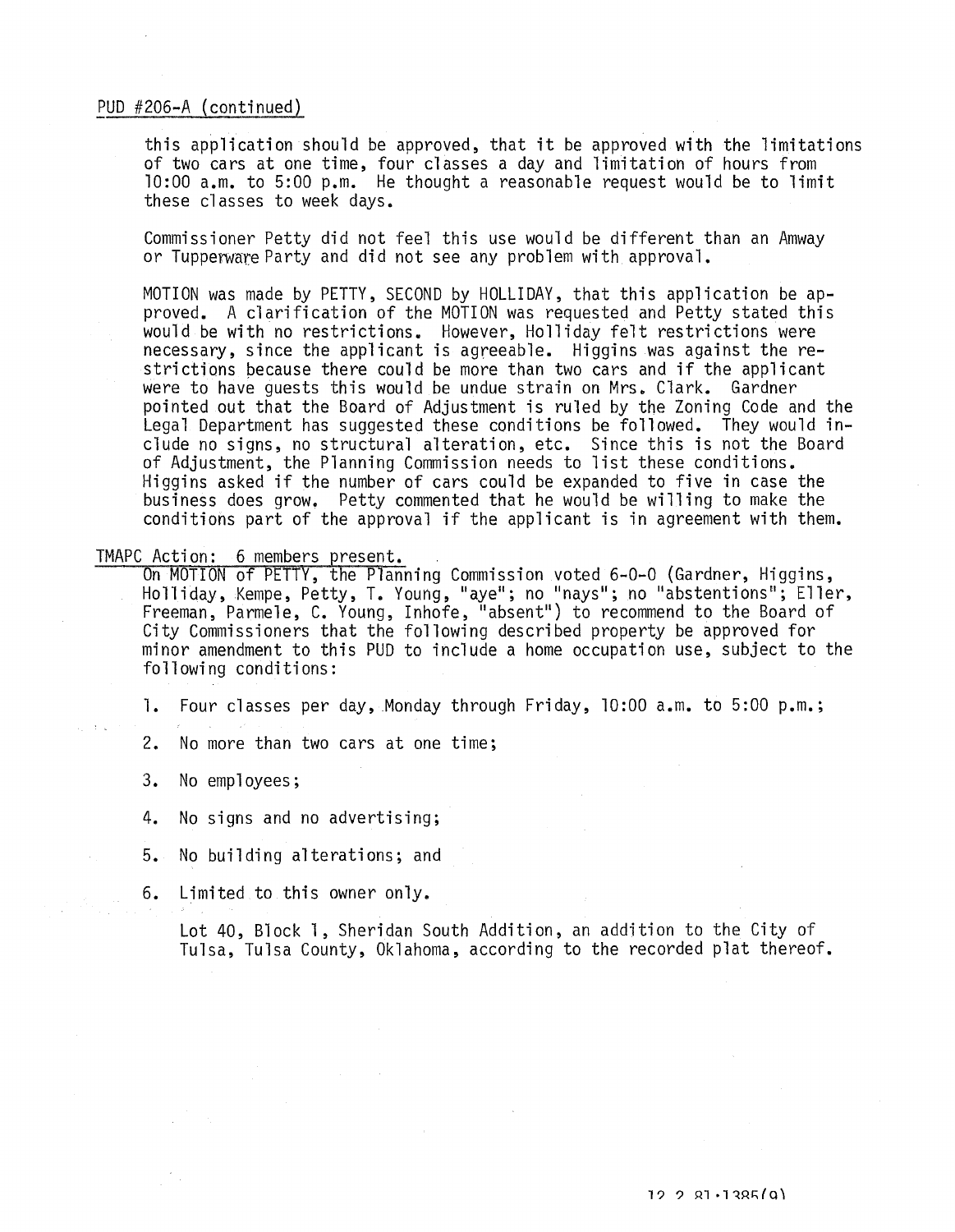PUD #206-A (continued)

this application should be approved, that it be approved with the limitations of two cars at one time, four classes a day and limitation of hours from 10:00 a.m. to 5:00 p.m. He thought a reasonable request would be to limit these classes to week days.

Commissioner Petty did not feel this use would be different than an Amway or Tupperware Party and did not see any problem with approval.

MOTION was made by PETTY, SECOND by HOLLIDAY, that this application be approved. A clarification of the MOTION was requested and Petty stated this would be with no restrictions. However, Holliday felt restrictions were necessary, since the applicant is agreeable. Higgins was against the restrictions because there could be more than two cars and if the applicant were to have guests this would be undue strain on Mrs. Clark. Gardner pointed out that the Board of Adjustment is ruled by the Zoning Code and the Legal Department has suggested these conditions be followed. They would include no signs, no structural alteration, etc. Since this is not the Board of Adjustment, the Planning Commission needs to list these conditions. Higgins asked if the number of cars could be expanded to five in case the business does grow. Petty commented that he would be willing to make the conditions part of the approval if the applicant is in agreement with them.

TMAPC Action: 6 members present.

On MOTION of PETTY, the Planning Commission voted 6-0-0 (Gardner, Higgins, Holliday, Kempe, Petty, T. Young, "aye"; no "nays"; no "abstentions"; Eller, Freeman, Parmele, C. Young, Inhofe, "absent") to recommend to the Board of City Commissioners that the following described property be approved for minor amendment to this PUD to include a home occupation use, subject to the following conditions:

1. Four classes per day, Monday through Friday, 10:00 a.m. to 5:00 p.m.;
2. No more than two cars at one time;
3. No employees;
4. No signs and no advertising;
5. No building alterations; and
6. Limited to this owner only.

Lot 40, Block 1, Sheridan South Addition, an addition to the City of Tulsa, Tulsa County, Oklahoma, according to the recorded plat thereof.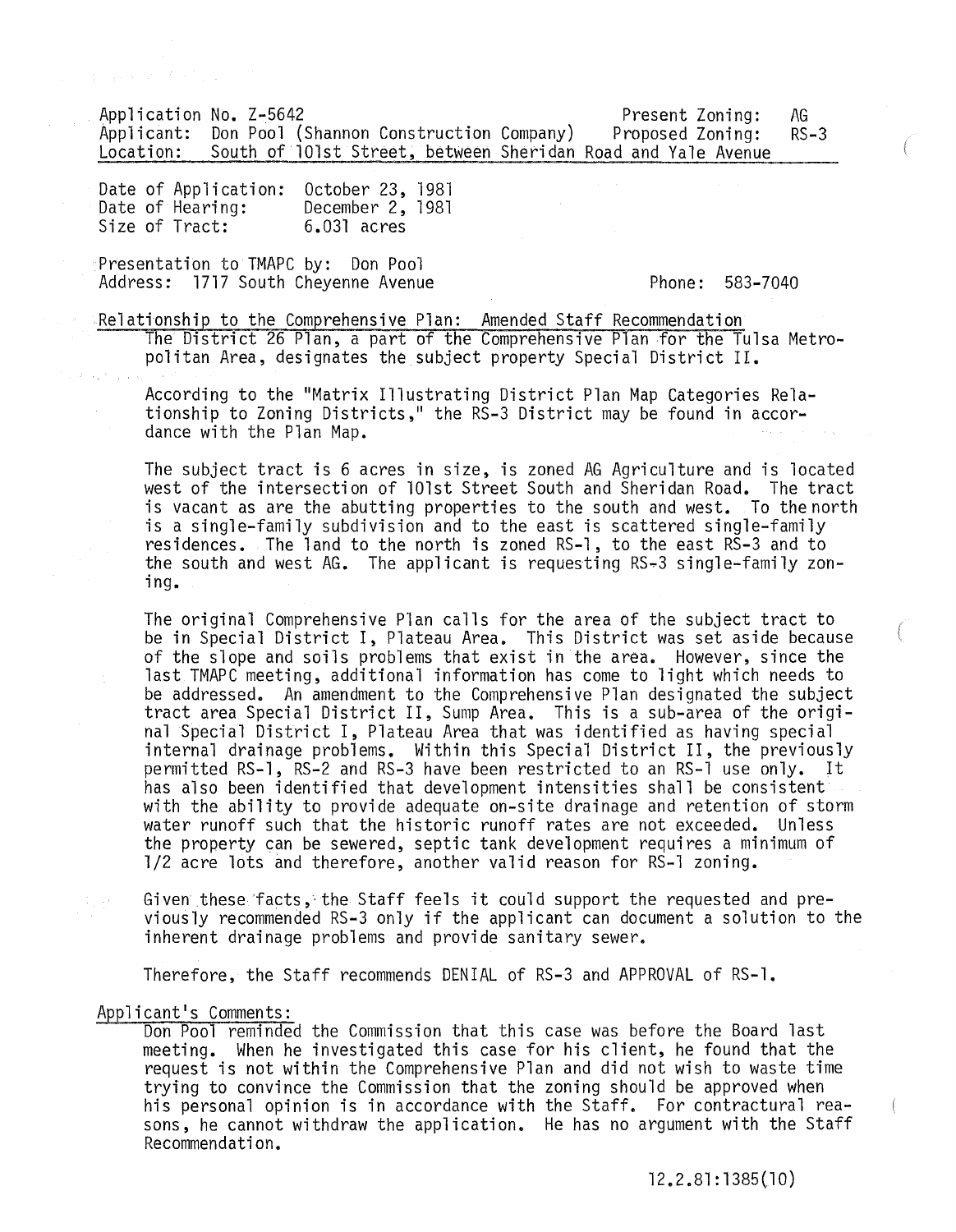Application No. Z-5642 | Present Zoning: AG
Applicant: Don Pool (Shannon Construction Company) | Proposed Zoning: RS-3
Location: South of 101st Street, between Sheridan Road and Yale Avenue

Date of Application: October 23, 1981
Date of Hearing: December 2, 1981
Size of Tract: 6.031 acres

Presentation to TMAPC by: Don Pool
Address: 1717 South Cheyenne Avenue | Phone: 583-7040

Relationship to the Comprehensive Plan: Amended Staff Recommendation

The District 26 Plan, a part of the Comprehensive Plan for the Tulsa Metropolitan Area, designates the subject property Special District II.

According to the "Matrix Illustrating District Plan Map Categories Relationship to Zoning Districts," the RS-3 District may be found in accordance with the Plan Map.

The subject tract is 6 acres in size, is zoned AG Agriculture and is located west of the intersection of 101st Street South and Sheridan Road. The tract is vacant as are the abutting properties to the south and west. To the north is a single-family subdivision and to the east is scattered single-family residences. The land to the north is zoned RS-1, to the east RS-3 and to the south and west AG. The applicant is requesting RS-3 single-family zoning.

The original Comprehensive Plan calls for the area of the subject tract to be in Special District I, Plateau Area. This District was set aside because of the slope and soils problems that exist in the area. However, since the last TMAPC meeting, additional information has come to light which needs to be addressed. An amendment to the Comprehensive Plan designated the subject tract area Special District II, Sump Area. This is a sub-area of the original Special District I, Plateau Area that was identified as having special internal drainage problems. Within this Special District II, the previously permitted RS-1, RS-2 and RS-3 have been restricted to an RS-1 use only. It has also been identified that development intensities shall be consistent with the ability to provide adequate on-site drainage and retention of storm water runoff such that the historic runoff rates are not exceeded. Unless the property can be sewered, septic tank development requires a minimum of 1/2 acre lots and therefore, another valid reason for RS-1 zoning.

Given these facts, the Staff feels it could support the requested and previously recommended RS-3 only if the applicant can document a solution to the inherent drainage problems and provide sanitary sewer.

Therefore, the Staff recommends DENIAL of RS-3 and APPROVAL of RS-1.

Applicant's Comments:

Don Pool reminded the Commission that this case was before the Board last meeting. When he investigated this case for his client, he found that the request is not within the Comprehensive Plan and did not wish to waste time trying to convince the Commission that the zoning should be approved when his personal opinion is in accordance with the Staff. For contractural reasons, he cannot withdraw the application. He has no argument with the Staff Recommendation.

12.2.81:1385(10)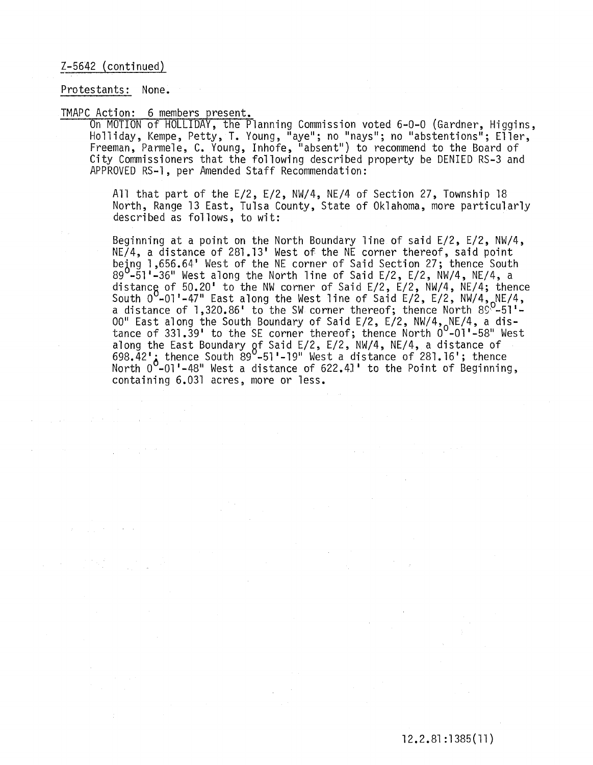Z-5642 (continued)

Protestants: None.

TMAPC Action: 6 members present.

On MOTION of HOLLIDAY, the Planning Commission voted 6-0-0 (Gardner, Higgins, Holliday, Kempe, Petty, T. Young, "aye"; no "nays"; no "abstentions"; Eller, Freeman, Parmele, C. Young, Inhofe, "absent") to recommend to the Board of City Commissioners that the following described property be DENIED RS-3 and APPROVED RS-1, per Amended Staff Recommendation:

> All that part of the E/2, E/2, NW/4, NE/4 of Section 27, Township 18 North, Range 13 East, Tulsa County, State of Oklahoma, more particularly described as follows, to wit:
>
> Beginning at a point on the North Boundary line of said E/2, E/2, NW/4, NE/4, a distance of 281.13' West of the NE corner thereof, said point being 1,656.64' West of the NE corner of Said Section 27; thence South 89°-51'-36" West along the North line of Said E/2, E/2, NW/4, NE/4, a distance of 50.20' to the NW corner of Said E/2, E/2, NW/4, NE/4; thence South 0°-01'-47" East along the West line of Said E/2, E/2, NW/4, NE/4, a distance of 1,320.86' to the SW corner thereof; thence North 89°-51'-00" East along the South Boundary of Said E/2, E/2, NW/4, NE/4, a distance of 331.39' to the SE corner thereof; thence North 0°-01'-58" West along the East Boundary of Said E/2, E/2, NW/4, NE/4, a distance of 698.42'; thence South 89°-51'-19" West a distance of 281.16'; thence North 0°-01'-48" West a distance of 622.41' to the Point of Beginning, containing 6.031 acres, more or less.

12.2.81:1385(11)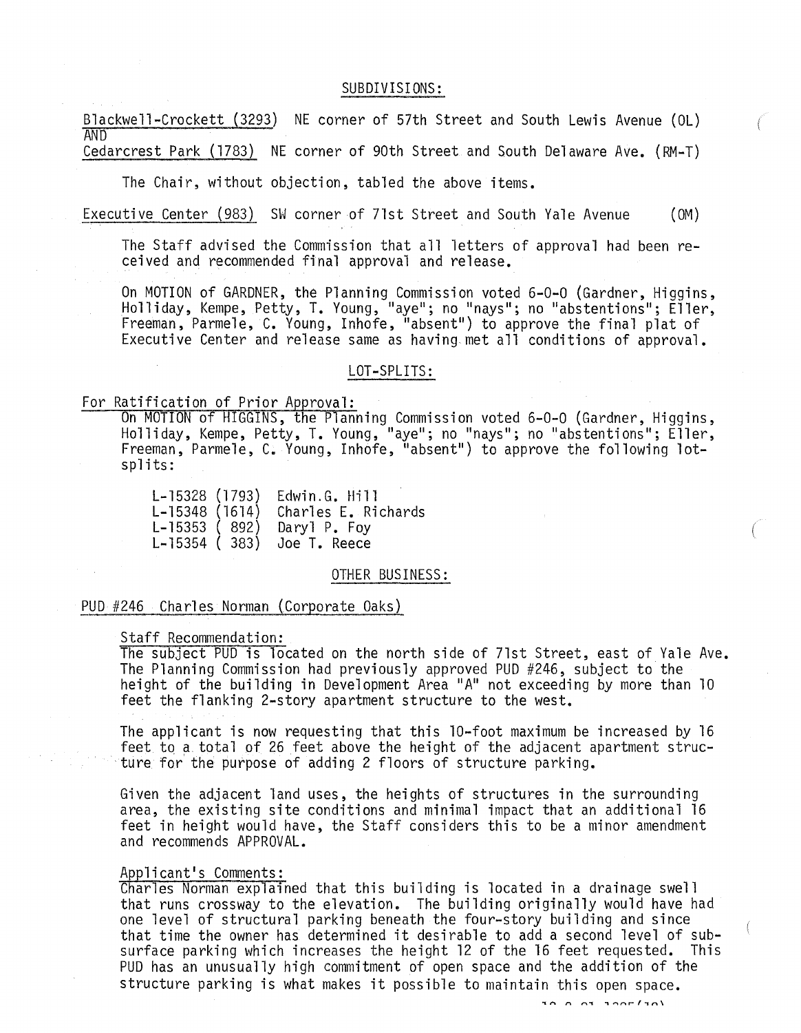## SUBDIVISIONS:

Blackwell-Crockett (3293) NE corner of 57th Street and South Lewis Avenue (OL)
AND
Cedarcrest Park (1783) NE corner of 90th Street and South Delaware Ave. (RM-T)

The Chair, without objection, tabled the above items.

Executive Center (983) SW corner of 71st Street and South Yale Avenue (OM)

The Staff advised the Commission that all letters of approval had been received and recommended final approval and release.

On MOTION of GARDNER, the Planning Commission voted 6-0-0 (Gardner, Higgins, Holliday, Kempe, Petty, T. Young, "aye"; no "nays"; no "abstentions"; Eller, Freeman, Parmele, C. Young, Inhofe, "absent") to approve the final plat of Executive Center and release same as having met all conditions of approval.

## LOT-SPLITS:

For Ratification of Prior Approval:

On MOTION of HIGGINS, the Planning Commission voted 6-0-0 (Gardner, Higgins, Holliday, Kempe, Petty, T. Young, "aye"; no "nays"; no "abstentions"; Eller, Freeman, Parmele, C. Young, Inhofe, "absent") to approve the following lot-splits:

L-15328 (1793) Edwin.G. Hill
L-15348 (1614) Charles E. Richards
L-15353 ( 892) Daryl P. Foy
L-15354 ( 383) Joe T. Reece

## OTHER BUSINESS:

PUD #246 Charles Norman (Corporate Oaks)

Staff Recommendation:

The subject PUD is located on the north side of 71st Street, east of Yale Ave. The Planning Commission had previously approved PUD #246, subject to the height of the building in Development Area "A" not exceeding by more than 10 feet the flanking 2-story apartment structure to the west.

The applicant is now requesting that this 10-foot maximum be increased by 16 feet to a total of 26 feet above the height of the adjacent apartment structure for the purpose of adding 2 floors of structure parking.

Given the adjacent land uses, the heights of structures in the surrounding area, the existing site conditions and minimal impact that an additional 16 feet in height would have, the Staff considers this to be a minor amendment and recommends APPROVAL.

Applicant's Comments:

Charles Norman explained that this building is located in a drainage swell that runs crossway to the elevation. The building originally would have had one level of structural parking beneath the four-story building and since that time the owner has determined it desirable to add a second level of subsurface parking which increases the height 12 of the 16 feet requested. This PUD has an unusually high commitment of open space and the addition of the structure parking is what makes it possible to maintain this open space.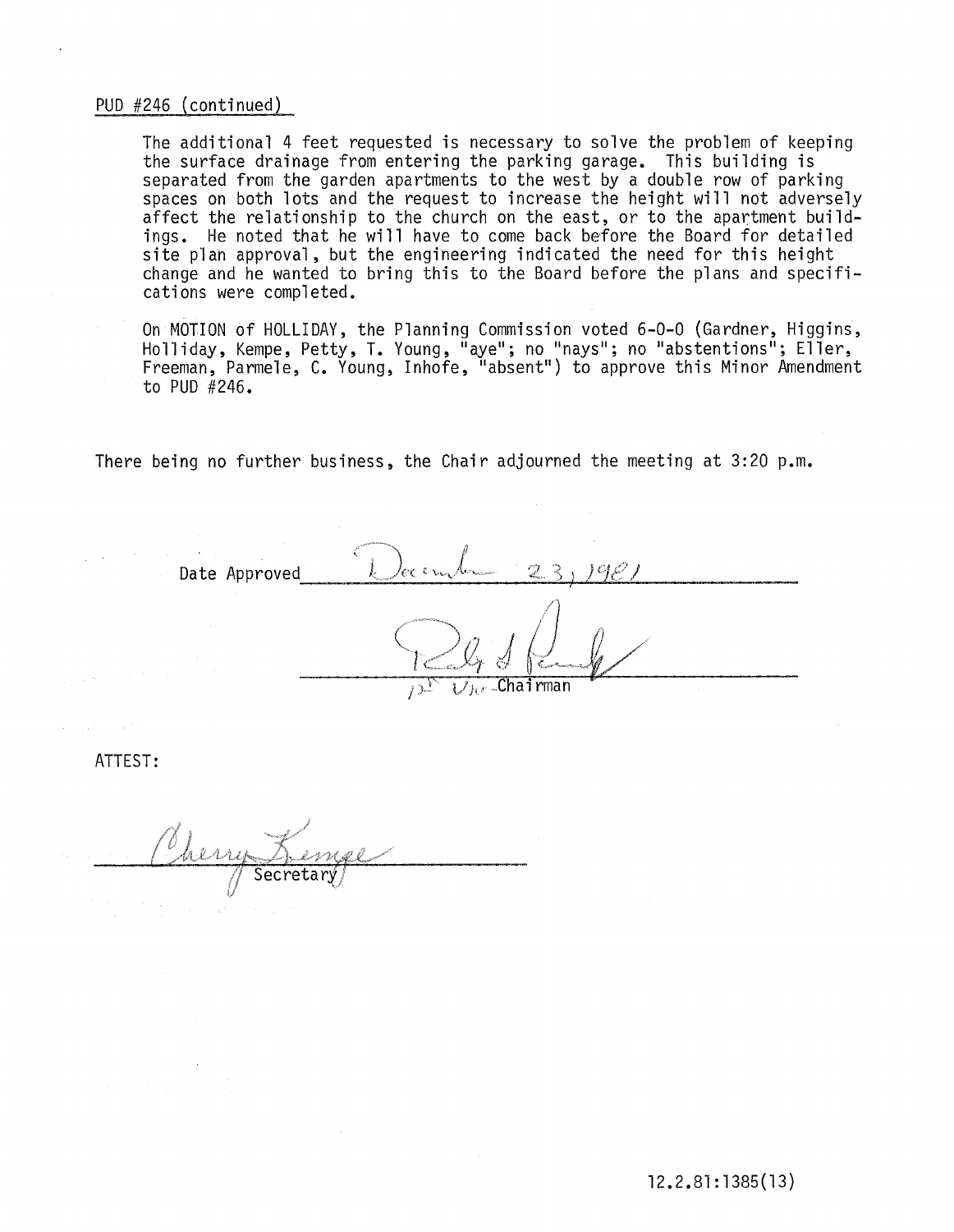PUD #246 (continued)

The additional 4 feet requested is necessary to solve the problem of keeping the surface drainage from entering the parking garage. This building is separated from the garden apartments to the west by a double row of parking spaces on both lots and the request to increase the height will not adversely affect the relationship to the church on the east, or to the apartment buildings. He noted that he will have to come back before the Board for detailed site plan approval, but the engineering indicated the need for this height change and he wanted to bring this to the Board before the plans and specifications were completed.

On MOTION of HOLLIDAY, the Planning Commission voted 6-0-0 (Gardner, Higgins, Holliday, Kempe, Petty, T. Young, "aye"; no "nays"; no "abstentions"; Eller, Freeman, Parmele, C. Young, Inhofe, "absent") to approve this Minor Amendment to PUD #246.

There being no further business, the Chair adjourned the meeting at 3:20 p.m.

Date Approved December 23, 1981

1st Vice Chairman

ATTEST:

Secretary

12.2.81:1385(13)